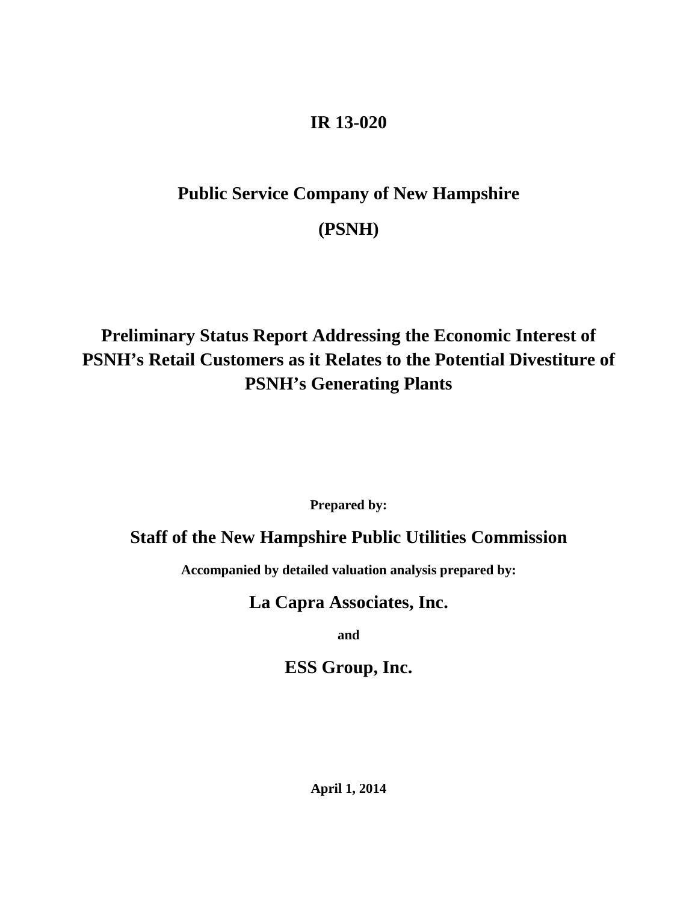# IR 13-020

# Public Service Company of New Hampshire

# (PSNH)

# Preliminary Status Report Addressing the Economic Interest of PSNH's Retail Customers as it Relates to the Potential Divestiture of PSNH's Generating Plants

**Prepared by:**

## Staff of the New Hampshire Public Utilities Commission

**Accompanied by detailed valuation analysis prepared by:**

## La Capra Associates, Inc.

**and**

## ESS Group, Inc.

**April 1, 2014**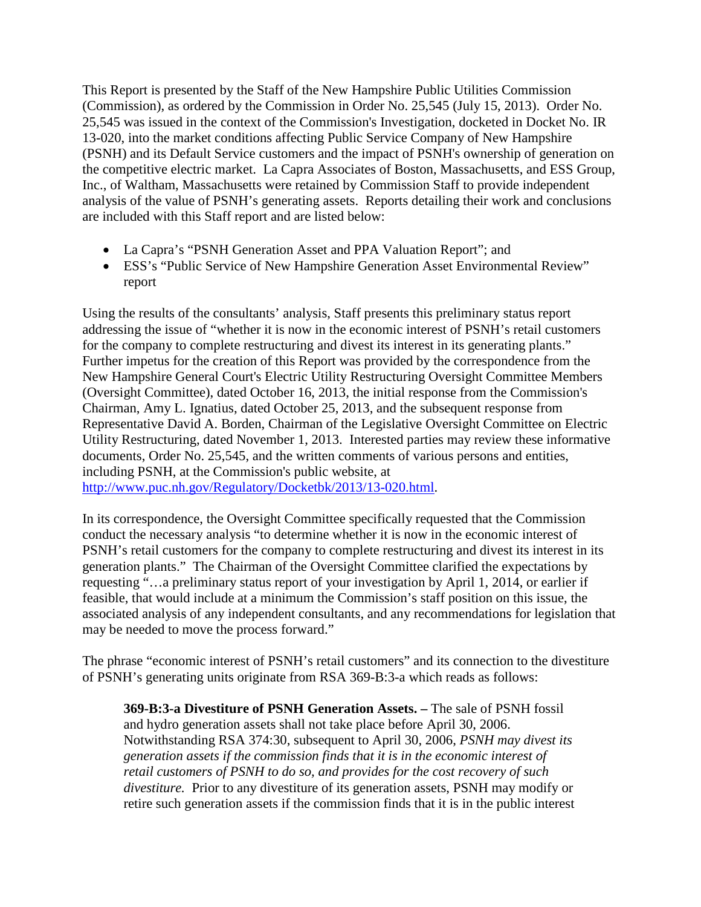This Report is presented by the Staff of the New Hampshire Public Utilities Commission (Commission), as ordered by the Commission in Order No. 25,545 (July 15, 2013). Order No. 25,545 was issued in the context of the Commission's Investigation, docketed in Docket No. IR 13-020, into the market conditions affecting Public Service Company of New Hampshire (PSNH) and its Default Service customers and the impact of PSNH's ownership of generation on the competitive electric market. La Capra Associates of Boston, Massachusetts, and ESS Group, Inc., of Waltham, Massachusetts were retained by Commission Staff to provide independent analysis of the value of PSNH's generating assets. Reports detailing their work and conclusions are included with this Staff report and are listed below:

- La Capra's "PSNH Generation Asset and PPA Valuation Report"; and
- ESS's "Public Service of New Hampshire Generation Asset Environmental Review" report

Using the results of the consultants' analysis, Staff presents this preliminary status report addressing the issue of "whether it is now in the economic interest of PSNH's retail customers for the company to complete restructuring and divest its interest in its generating plants." Further impetus for the creation of this Report was provided by the correspondence from the New Hampshire General Court's Electric Utility Restructuring Oversight Committee Members (Oversight Committee), dated October 16, 2013, the initial response from the Commission's Chairman, Amy L. Ignatius, dated October 25, 2013, and the subsequent response from Representative David A. Borden, Chairman of the Legislative Oversight Committee on Electric Utility Restructuring, dated November 1, 2013. Interested parties may review these informative documents, Order No. 25,545, and the written comments of various persons and entities, including PSNH, at the Commission's public website, at [http://www.puc.nh.gov/Regulatory/Docketbk/2013/13-020.html](http://www.puc.nh.gov/Regulatory/Docketbk/2013/13-020.html).

In its correspondence, the Oversight Committee specifically requested that the Commission conduct the necessary analysis "to determine whether it is now in the economic interest of PSNH's retail customers for the company to complete restructuring and divest its interest in its generation plants." The Chairman of the Oversight Committee clarified the expectations by requesting "…a preliminary status report of your investigation by April 1, 2014, or earlier if feasible, that would include at a minimum the Commission's staff position on this issue, the associated analysis of any independent consultants, and any recommendations for legislation that may be needed to move the process forward."

The phrase "economic interest of PSNH's retail customers" and its connection to the divestiture of PSNH's generating units originate from RSA 369-B:3-a which reads as follows:

> **369-B:3-a Divestiture of PSNH Generation Assets. –** The sale of PSNH fossil and hydro generation assets shall not take place before April 30, 2006. Notwithstanding RSA 374:30, subsequent to April 30, 2006, *PSNH may divest its generation assets if the commission finds that it is in the economic interest of retail customers of PSNH to do so, and provides for the cost recovery of such divestiture.* Prior to any divestiture of its generation assets, PSNH may modify or retire such generation assets if the commission finds that it is in the public interest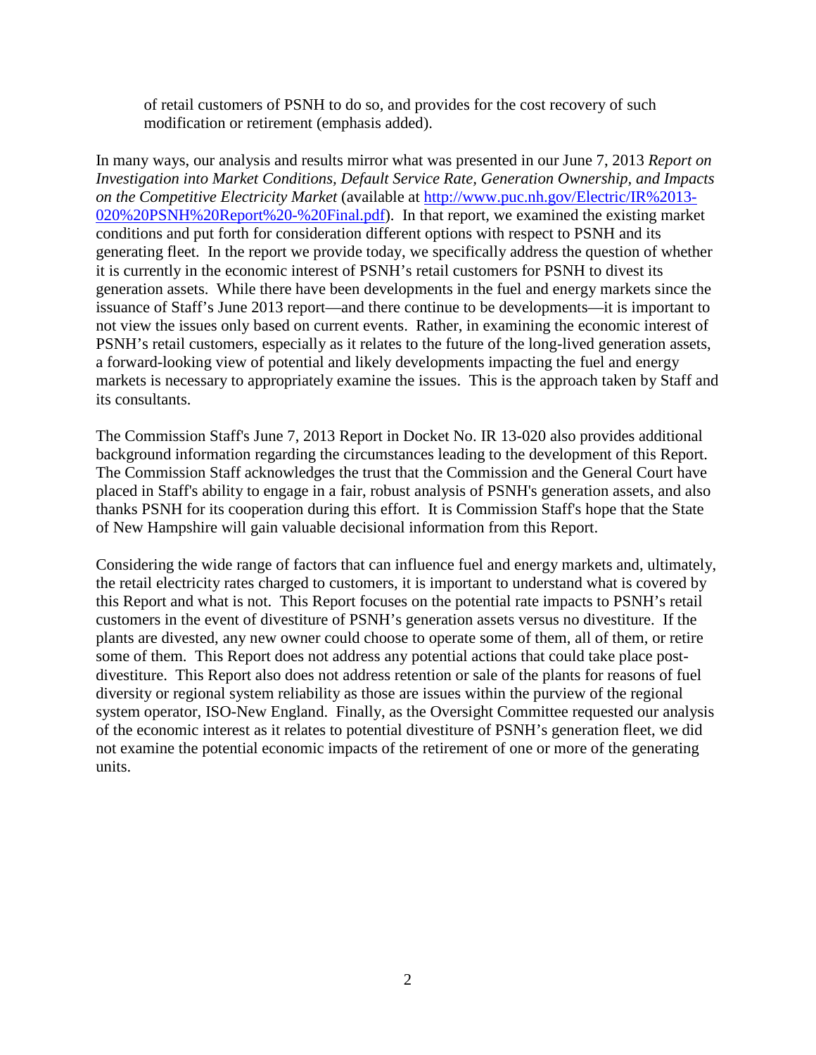of retail customers of PSNH to do so, and provides for the cost recovery of such modification or retirement (emphasis added).

In many ways, our analysis and results mirror what was presented in our June 7, 2013 *Report on Investigation into Market Conditions, Default Service Rate, Generation Ownership, and Impacts on the Competitive Electricity Market* (available at [http://www.puc.nh.gov/Electric/IR%2013-020%20PSNH%20Report%20-%20Final.pdf](http://www.puc.nh.gov/Electric/IR%2013-020%20PSNH%20Report%20-%20Final.pdf)). In that report, we examined the existing market conditions and put forth for consideration different options with respect to PSNH and its generating fleet. In the report we provide today, we specifically address the question of whether it is currently in the economic interest of PSNH's retail customers for PSNH to divest its generation assets. While there have been developments in the fuel and energy markets since the issuance of Staff's June 2013 report—and there continue to be developments—it is important to not view the issues only based on current events. Rather, in examining the economic interest of PSNH's retail customers, especially as it relates to the future of the long-lived generation assets, a forward-looking view of potential and likely developments impacting the fuel and energy markets is necessary to appropriately examine the issues. This is the approach taken by Staff and its consultants.

The Commission Staff's June 7, 2013 Report in Docket No. IR 13-020 also provides additional background information regarding the circumstances leading to the development of this Report. The Commission Staff acknowledges the trust that the Commission and the General Court have placed in Staff's ability to engage in a fair, robust analysis of PSNH's generation assets, and also thanks PSNH for its cooperation during this effort. It is Commission Staff's hope that the State of New Hampshire will gain valuable decisional information from this Report.

Considering the wide range of factors that can influence fuel and energy markets and, ultimately, the retail electricity rates charged to customers, it is important to understand what is covered by this Report and what is not. This Report focuses on the potential rate impacts to PSNH's retail customers in the event of divestiture of PSNH's generation assets versus no divestiture. If the plants are divested, any new owner could choose to operate some of them, all of them, or retire some of them. This Report does not address any potential actions that could take place post-divestiture. This Report also does not address retention or sale of the plants for reasons of fuel diversity or regional system reliability as those are issues within the purview of the regional system operator, ISO-New England. Finally, as the Oversight Committee requested our analysis of the economic interest as it relates to potential divestiture of PSNH's generation fleet, we did not examine the potential economic impacts of the retirement of one or more of the generating units.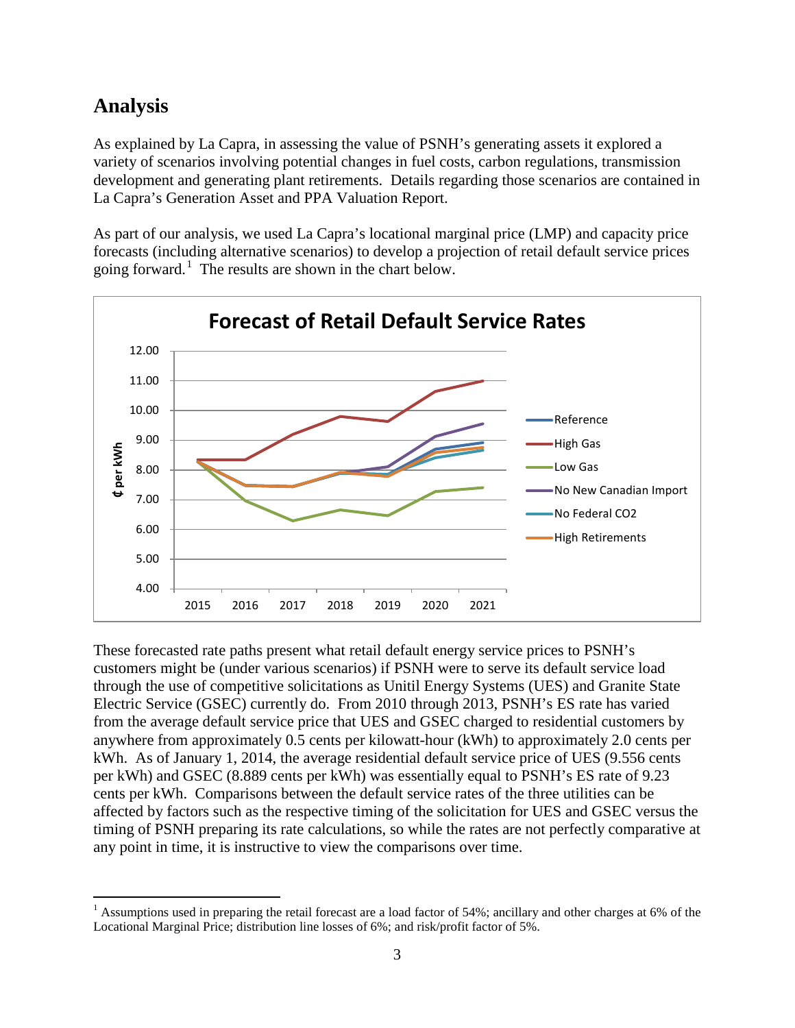## Analysis

As explained by La Capra, in assessing the value of PSNH's generating assets it explored a variety of scenarios involving potential changes in fuel costs, carbon regulations, transmission development and generating plant retirements. Details regarding those scenarios are contained in La Capra's Generation Asset and PPA Valuation Report.

As part of our analysis, we used La Capra's locational marginal price (LMP) and capacity price forecasts (including alternative scenarios) to develop a projection of retail default service prices going forward.[1] The results are shown in the chart below.

These forecasted rate paths present what retail default energy service prices to PSNH's customers might be (under various scenarios) if PSNH were to serve its default service load through the use of competitive solicitations as Unitil Energy Systems (UES) and Granite State Electric Service (GSEC) currently do. From 2010 through 2013, PSNH's ES rate has varied from the average default service price that UES and GSEC charged to residential customers by anywhere from approximately 0.5 cents per kilowatt-hour (kWh) to approximately 2.0 cents per kWh. As of January 1, 2014, the average residential default service price of UES (9.556 cents per kWh) and GSEC (8.889 cents per kWh) was essentially equal to PSNH's ES rate of 9.23 cents per kWh. Comparisons between the default service rates of the three utilities can be affected by factors such as the respective timing of the solicitation for UES and GSEC versus the timing of PSNH preparing its rate calculations, so while the rates are not perfectly comparative at any point in time, it is instructive to view the comparisons over time.

[1] Assumptions used in preparing the retail forecast are a load factor of 54%; ancillary and other charges at 6% of the Locational Marginal Price; distribution line losses of 6%; and risk/profit factor of 5%.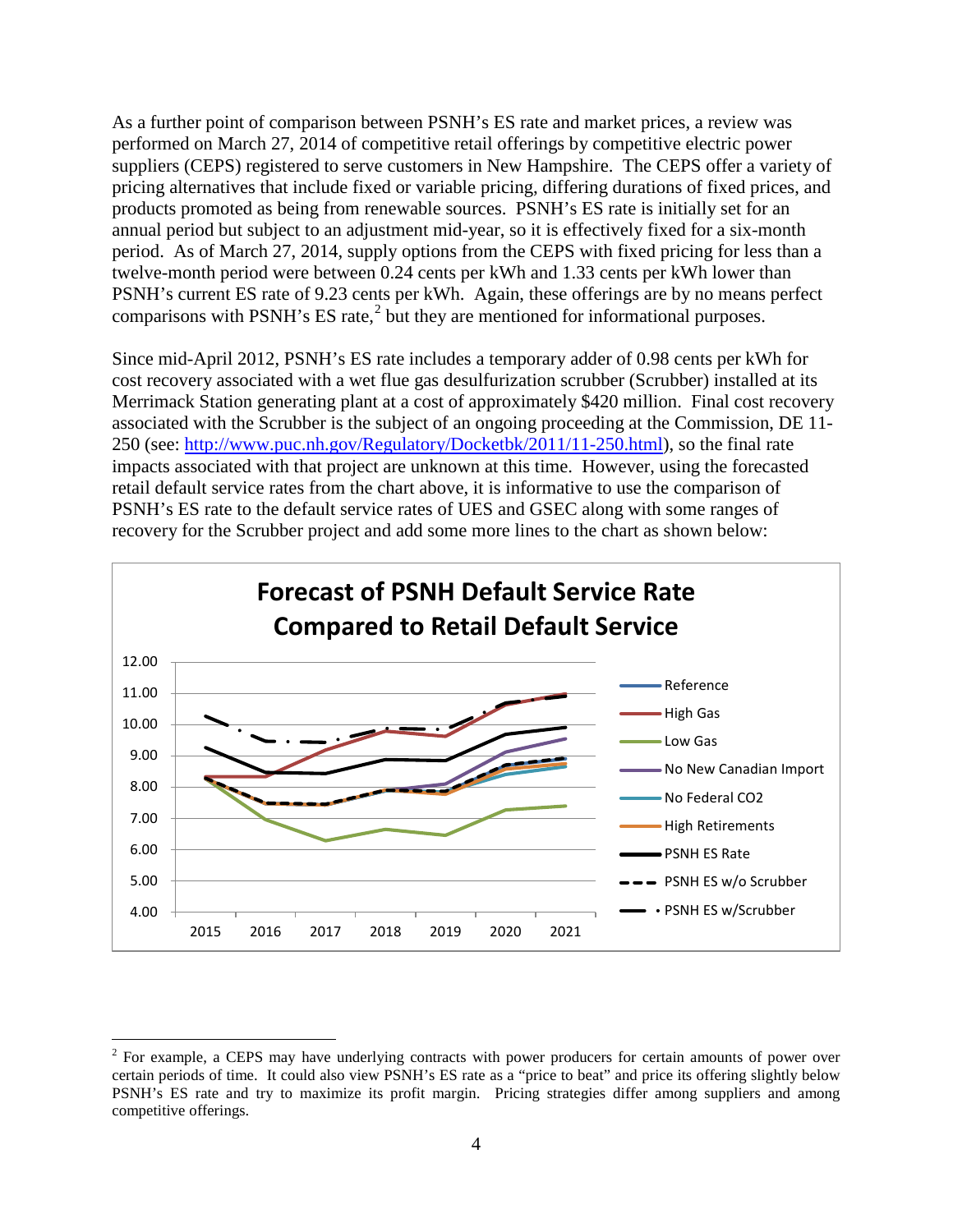As a further point of comparison between PSNH's ES rate and market prices, a review was performed on March 27, 2014 of competitive retail offerings by competitive electric power suppliers (CEPS) registered to serve customers in New Hampshire. The CEPS offer a variety of pricing alternatives that include fixed or variable pricing, differing durations of fixed prices, and products promoted as being from renewable sources. PSNH's ES rate is initially set for an annual period but subject to an adjustment mid-year, so it is effectively fixed for a six-month period. As of March 27, 2014, supply options from the CEPS with fixed pricing for less than a twelve-month period were between 0.24 cents per kWh and 1.33 cents per kWh lower than PSNH's current ES rate of 9.23 cents per kWh. Again, these offerings are by no means perfect comparisons with PSNH's ES rate,[2] but they are mentioned for informational purposes.

Since mid-April 2012, PSNH's ES rate includes a temporary adder of 0.98 cents per kWh for cost recovery associated with a wet flue gas desulfurization scrubber (Scrubber) installed at its Merrimack Station generating plant at a cost of approximately $420 million. Final cost recovery associated with the Scrubber is the subject of an ongoing proceeding at the Commission, DE 11-250 (see: http://www.puc.nh.gov/Regulatory/Docketbk/2011/11-250.html), so the final rate impacts associated with that project are unknown at this time. However, using the forecasted retail default service rates from the chart above, it is informative to use the comparison of PSNH's ES rate to the default service rates of UES and GSEC along with some ranges of recovery for the Scrubber project and add some more lines to the chart as shown below:

**Forecast of PSNH Default Service Rate Compared to Retail Default Service**

Legend: Reference; High Gas; Low Gas; No New Canadian Import; No Federal CO2; High Retirements; PSNH ES Rate; PSNH ES w/o Scrubber; PSNH ES w/Scrubber

Y-axis: 4.00 – 12.00; X-axis: 2015, 2016, 2017, 2018, 2019, 2020, 2021

---

[2] For example, a CEPS may have underlying contracts with power producers for certain amounts of power over certain periods of time. It could also view PSNH's ES rate as a "price to beat" and price its offering slightly below PSNH's ES rate and try to maximize its profit margin. Pricing strategies differ among suppliers and among competitive offerings.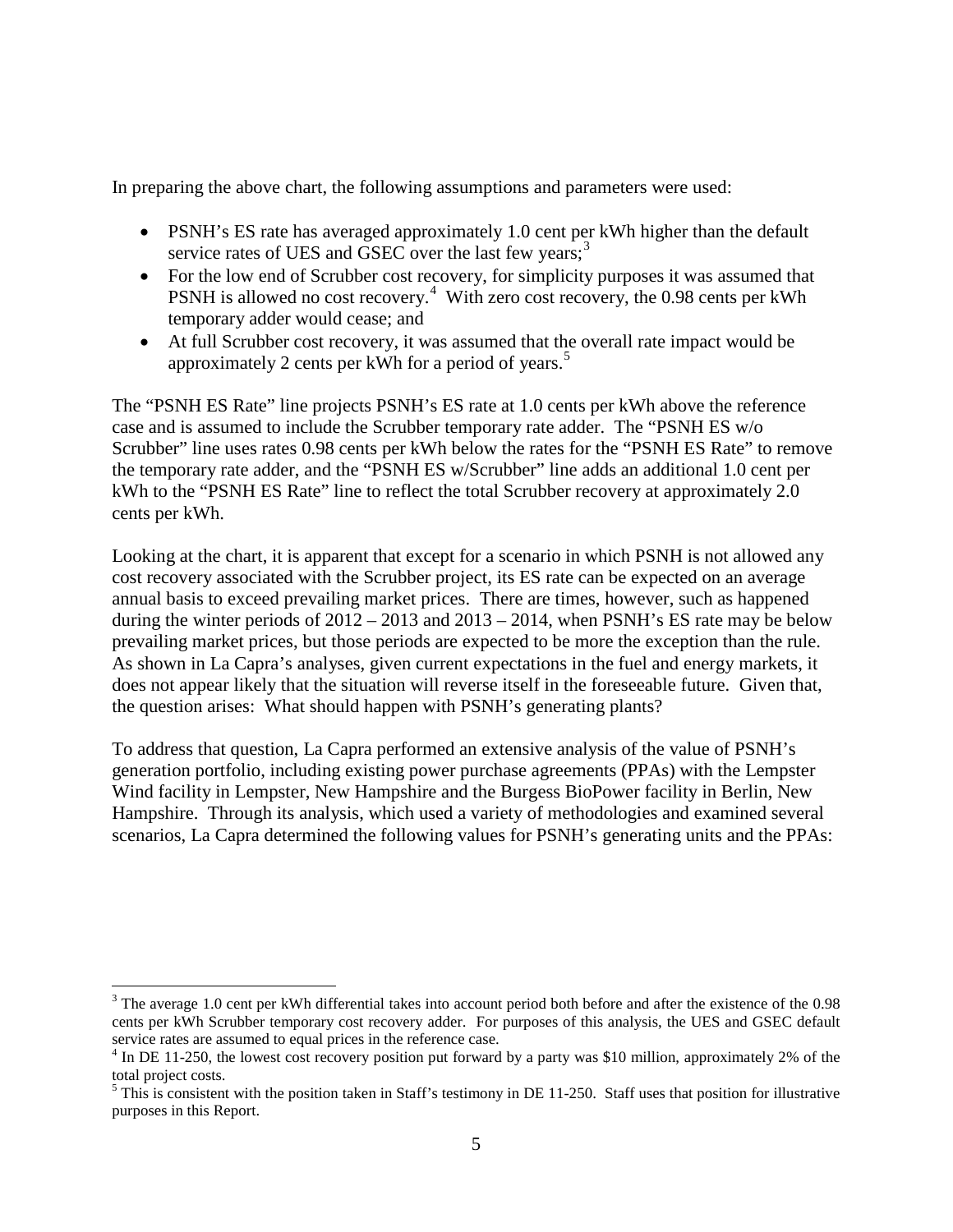In preparing the above chart, the following assumptions and parameters were used:

- PSNH's ES rate has averaged approximately 1.0 cent per kWh higher than the default service rates of UES and GSEC over the last few years;[3]
- For the low end of Scrubber cost recovery, for simplicity purposes it was assumed that PSNH is allowed no cost recovery.[4] With zero cost recovery, the 0.98 cents per kWh temporary adder would cease; and
- At full Scrubber cost recovery, it was assumed that the overall rate impact would be approximately 2 cents per kWh for a period of years.[5]

The "PSNH ES Rate" line projects PSNH's ES rate at 1.0 cents per kWh above the reference case and is assumed to include the Scrubber temporary rate adder. The "PSNH ES w/o Scrubber" line uses rates 0.98 cents per kWh below the rates for the "PSNH ES Rate" to remove the temporary rate adder, and the "PSNH ES w/Scrubber" line adds an additional 1.0 cent per kWh to the "PSNH ES Rate" line to reflect the total Scrubber recovery at approximately 2.0 cents per kWh.

Looking at the chart, it is apparent that except for a scenario in which PSNH is not allowed any cost recovery associated with the Scrubber project, its ES rate can be expected on an average annual basis to exceed prevailing market prices. There are times, however, such as happened during the winter periods of 2012 – 2013 and 2013 – 2014, when PSNH's ES rate may be below prevailing market prices, but those periods are expected to be more the exception than the rule. As shown in La Capra's analyses, given current expectations in the fuel and energy markets, it does not appear likely that the situation will reverse itself in the foreseeable future. Given that, the question arises: What should happen with PSNH's generating plants?

To address that question, La Capra performed an extensive analysis of the value of PSNH's generation portfolio, including existing power purchase agreements (PPAs) with the Lempster Wind facility in Lempster, New Hampshire and the Burgess BioPower facility in Berlin, New Hampshire. Through its analysis, which used a variety of methodologies and examined several scenarios, La Capra determined the following values for PSNH's generating units and the PPAs:

---

[3] The average 1.0 cent per kWh differential takes into account period both before and after the existence of the 0.98 cents per kWh Scrubber temporary cost recovery adder. For purposes of this analysis, the UES and GSEC default service rates are assumed to equal prices in the reference case.

[4] In DE 11-250, the lowest cost recovery position put forward by a party was $10 million, approximately 2% of the total project costs.

[5] This is consistent with the position taken in Staff's testimony in DE 11-250. Staff uses that position for illustrative purposes in this Report.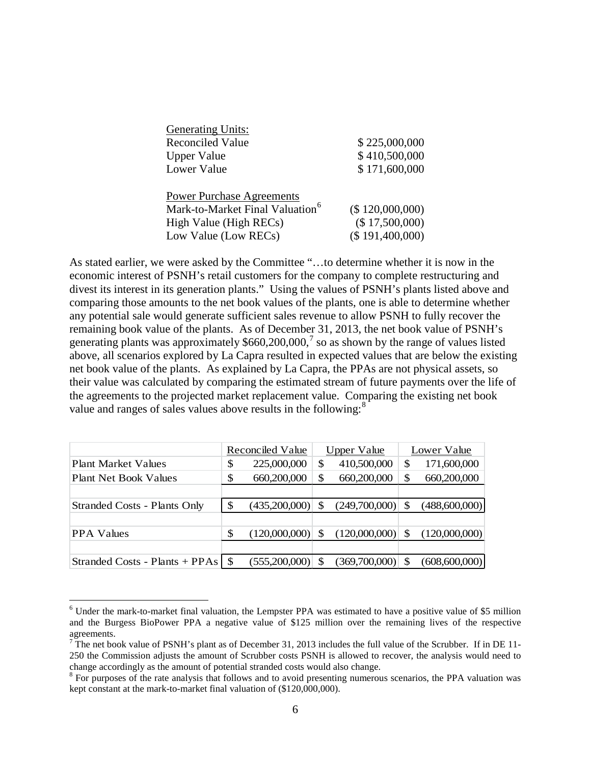| Generating Units: | |
|---|---|
| Reconciled Value | $ 225,000,000 |
| Upper Value | $ 410,500,000 |
| Lower Value | $ 171,600,000 |
| | |
| Power Purchase Agreements | |
| Mark-to-Market Final Valuation[6] | ($ 120,000,000) |
| High Value (High RECs) | ($ 17,500,000) |
| Low Value (Low RECs) | ($ 191,400,000) |

As stated earlier, we were asked by the Committee "…to determine whether it is now in the economic interest of PSNH's retail customers for the company to complete restructuring and divest its interest in its generation plants." Using the values of PSNH's plants listed above and comparing those amounts to the net book values of the plants, one is able to determine whether any potential sale would generate sufficient sales revenue to allow PSNH to fully recover the remaining book value of the plants. As of December 31, 2013, the net book value of PSNH's generating plants was approximately $660,200,000,[7] so as shown by the range of values listed above, all scenarios explored by La Capra resulted in expected values that are below the existing net book value of the plants. As explained by La Capra, the PPAs are not physical assets, so their value was calculated by comparing the estimated stream of future payments over the life of the agreements to the projected market replacement value. Comparing the existing net book value and ranges of sales values above results in the following:[8]

| | Reconciled Value | Upper Value | Lower Value |
|---|---|---|---|
| Plant Market Values | $ 225,000,000 | $ 410,500,000 | $ 171,600,000 |
| Plant Net Book Values | $ 660,200,000 | $ 660,200,000 | $ 660,200,000 |
| | | | |
| Stranded Costs - Plants Only | $ (435,200,000) | $ (249,700,000) | $ (488,600,000) |
| | | | |
| PPA Values | $ (120,000,000) | $ (120,000,000) | $ (120,000,000) |
| | | | |
| Stranded Costs - Plants + PPAs | $ (555,200,000) | $ (369,700,000) | $ (608,600,000) |

[6] Under the mark-to-market final valuation, the Lempster PPA was estimated to have a positive value of $5 million and the Burgess BioPower PPA a negative value of $125 million over the remaining lives of the respective agreements.

[7] The net book value of PSNH's plant as of December 31, 2013 includes the full value of the Scrubber. If in DE 11-250 the Commission adjusts the amount of Scrubber costs PSNH is allowed to recover, the analysis would need to change accordingly as the amount of potential stranded costs would also change.

[8] For purposes of the rate analysis that follows and to avoid presenting numerous scenarios, the PPA valuation was kept constant at the mark-to-market final valuation of ($120,000,000).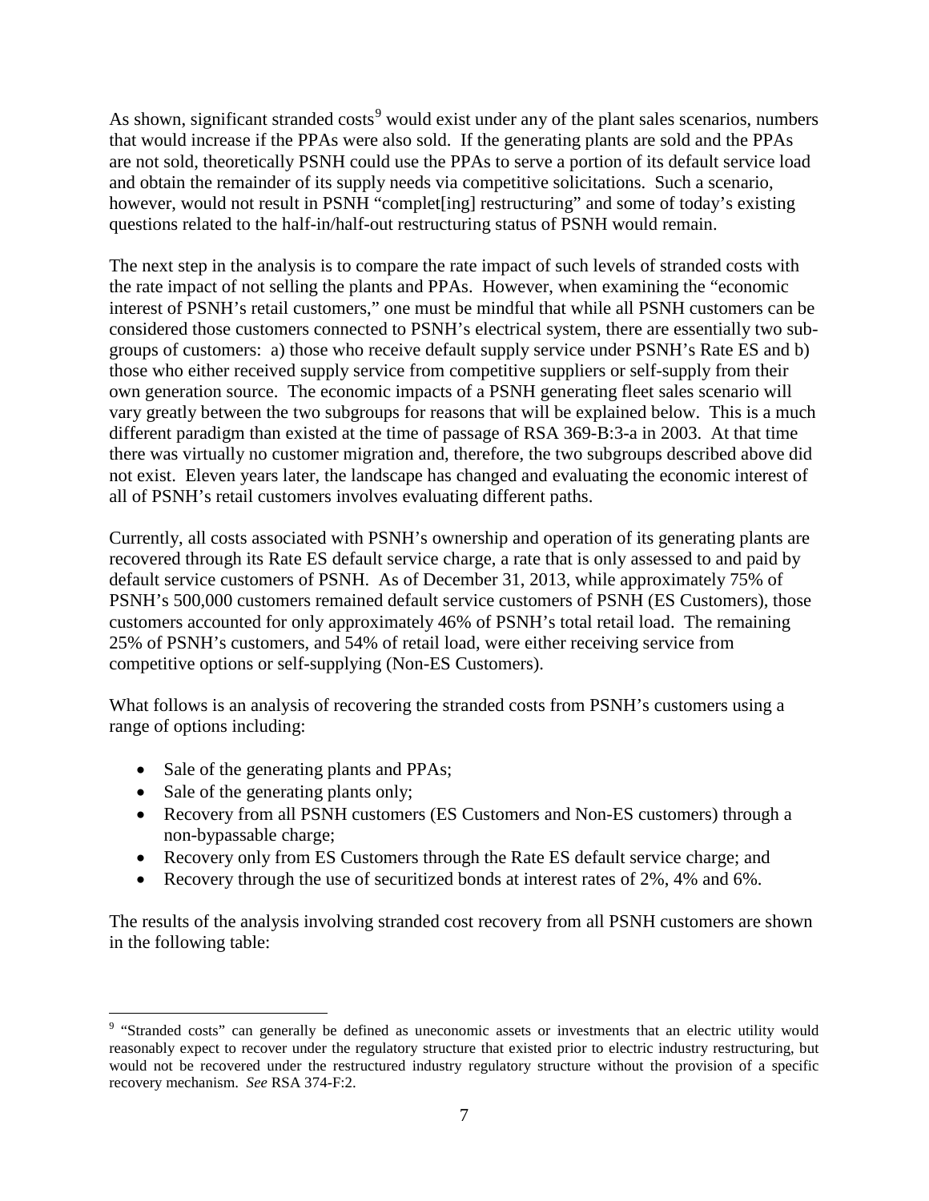As shown, significant stranded costs[9] would exist under any of the plant sales scenarios, numbers that would increase if the PPAs were also sold. If the generating plants are sold and the PPAs are not sold, theoretically PSNH could use the PPAs to serve a portion of its default service load and obtain the remainder of its supply needs via competitive solicitations. Such a scenario, however, would not result in PSNH "complet[ing] restructuring" and some of today's existing questions related to the half-in/half-out restructuring status of PSNH would remain.

The next step in the analysis is to compare the rate impact of such levels of stranded costs with the rate impact of not selling the plants and PPAs. However, when examining the "economic interest of PSNH's retail customers," one must be mindful that while all PSNH customers can be considered those customers connected to PSNH's electrical system, there are essentially two sub-groups of customers: a) those who receive default supply service under PSNH's Rate ES and b) those who either received supply service from competitive suppliers or self-supply from their own generation source. The economic impacts of a PSNH generating fleet sales scenario will vary greatly between the two subgroups for reasons that will be explained below. This is a much different paradigm than existed at the time of passage of RSA 369-B:3-a in 2003. At that time there was virtually no customer migration and, therefore, the two subgroups described above did not exist. Eleven years later, the landscape has changed and evaluating the economic interest of all of PSNH's retail customers involves evaluating different paths.

Currently, all costs associated with PSNH's ownership and operation of its generating plants are recovered through its Rate ES default service charge, a rate that is only assessed to and paid by default service customers of PSNH. As of December 31, 2013, while approximately 75% of PSNH's 500,000 customers remained default service customers of PSNH (ES Customers), those customers accounted for only approximately 46% of PSNH's total retail load. The remaining 25% of PSNH's customers, and 54% of retail load, were either receiving service from competitive options or self-supplying (Non-ES Customers).

What follows is an analysis of recovering the stranded costs from PSNH's customers using a range of options including:

- Sale of the generating plants and PPAs;
- Sale of the generating plants only;
- Recovery from all PSNH customers (ES Customers and Non-ES customers) through a non-bypassable charge;
- Recovery only from ES Customers through the Rate ES default service charge; and
- Recovery through the use of securitized bonds at interest rates of 2%, 4% and 6%.

The results of the analysis involving stranded cost recovery from all PSNH customers are shown in the following table:

[9] "Stranded costs" can generally be defined as uneconomic assets or investments that an electric utility would reasonably expect to recover under the regulatory structure that existed prior to electric industry restructuring, but would not be recovered under the restructured industry regulatory structure without the provision of a specific recovery mechanism. *See* RSA 374-F:2.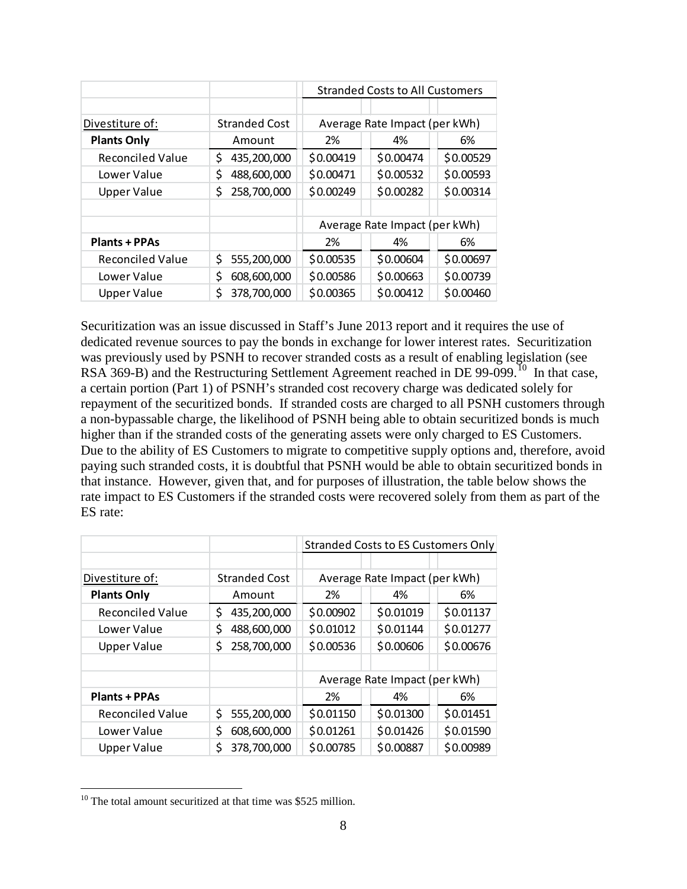| | | Stranded Costs to All Customers | | |
|---|---|---|---|---|
| | | | | |
| Divestiture of: | Stranded Cost | Average Rate Impact (per kWh) | | |
| **Plants Only** | Amount | 2% | 4% | 6% |
| Reconciled Value | $ 435,200,000 | $0.00419 | $0.00474 | $0.00529 |
| Lower Value | $ 488,600,000 | $0.00471 | $0.00532 | $0.00593 |
| Upper Value | $ 258,700,000 | $0.00249 | $0.00282 | $0.00314 |
| | | | | |
| | | Average Rate Impact (per kWh) | | |
| **Plants + PPAs** | | 2% | 4% | 6% |
| Reconciled Value | $ 555,200,000 | $0.00535 | $0.00604 | $0.00697 |
| Lower Value | $ 608,600,000 | $0.00586 | $0.00663 | $0.00739 |
| Upper Value | $ 378,700,000 | $0.00365 | $0.00412 | $0.00460 |

Securitization was an issue discussed in Staff's June 2013 report and it requires the use of dedicated revenue sources to pay the bonds in exchange for lower interest rates. Securitization was previously used by PSNH to recover stranded costs as a result of enabling legislation (see RSA 369-B) and the Restructuring Settlement Agreement reached in DE 99-099.[10] In that case, a certain portion (Part 1) of PSNH's stranded cost recovery charge was dedicated solely for repayment of the securitized bonds. If stranded costs are charged to all PSNH customers through a non-bypassable charge, the likelihood of PSNH being able to obtain securitized bonds is much higher than if the stranded costs of the generating assets were only charged to ES Customers. Due to the ability of ES Customers to migrate to competitive supply options and, therefore, avoid paying such stranded costs, it is doubtful that PSNH would be able to obtain securitized bonds in that instance. However, given that, and for purposes of illustration, the table below shows the rate impact to ES Customers if the stranded costs were recovered solely from them as part of the ES rate:

| | | Stranded Costs to ES Customers Only | | |
|---|---|---|---|---|
| | | | | |
| Divestiture of: | Stranded Cost | Average Rate Impact (per kWh) | | |
| **Plants Only** | Amount | 2% | 4% | 6% |
| Reconciled Value | $ 435,200,000 | $0.00902 | $0.01019 | $0.01137 |
| Lower Value | $ 488,600,000 | $0.01012 | $0.01144 | $0.01277 |
| Upper Value | $ 258,700,000 | $0.00536 | $0.00606 | $0.00676 |
| | | | | |
| | | Average Rate Impact (per kWh) | | |
| **Plants + PPAs** | | 2% | 4% | 6% |
| Reconciled Value | $ 555,200,000 | $0.01150 | $0.01300 | $0.01451 |
| Lower Value | $ 608,600,000 | $0.01261 | $0.01426 | $0.01590 |
| Upper Value | $ 378,700,000 | $0.00785 | $0.00887 | $0.00989 |

[10] The total amount securitized at that time was $525 million.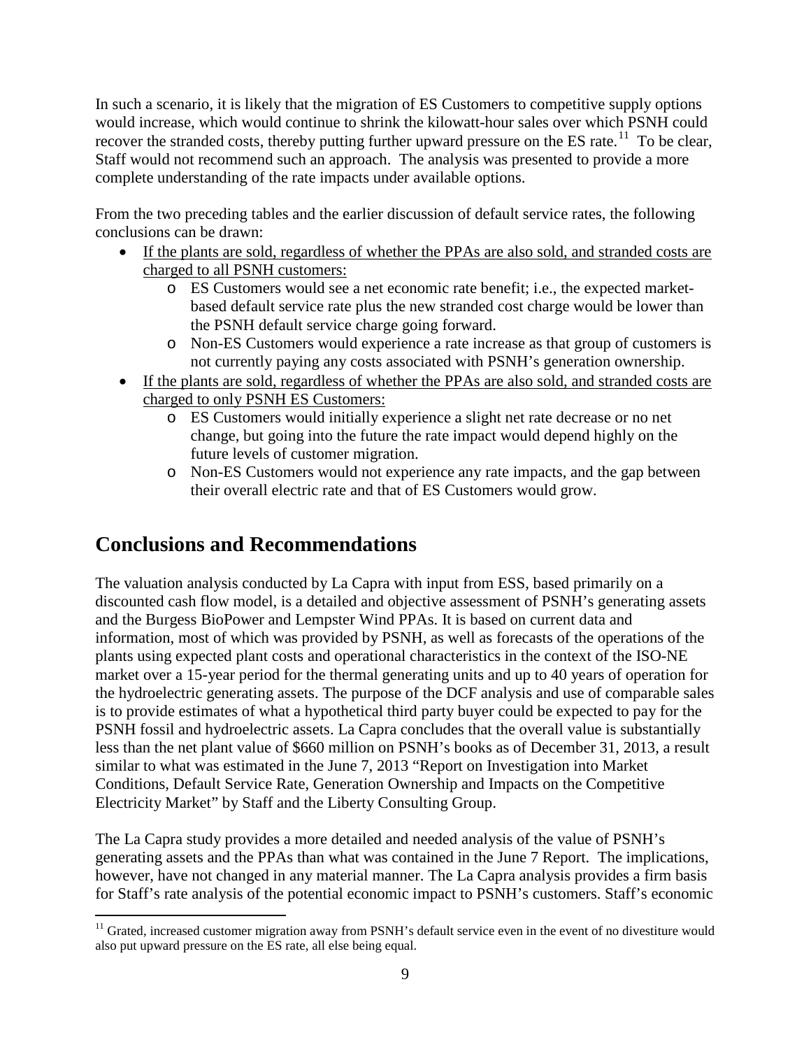In such a scenario, it is likely that the migration of ES Customers to competitive supply options would increase, which would continue to shrink the kilowatt-hour sales over which PSNH could recover the stranded costs, thereby putting further upward pressure on the ES rate.[11] To be clear, Staff would not recommend such an approach. The analysis was presented to provide a more complete understanding of the rate impacts under available options.

From the two preceding tables and the earlier discussion of default service rates, the following conclusions can be drawn:

- If the plants are sold, regardless of whether the PPAs are also sold, and stranded costs are charged to all PSNH customers:
  - ES Customers would see a net economic rate benefit; i.e., the expected market-based default service rate plus the new stranded cost charge would be lower than the PSNH default service charge going forward.
  - Non-ES Customers would experience a rate increase as that group of customers is not currently paying any costs associated with PSNH's generation ownership.
- If the plants are sold, regardless of whether the PPAs are also sold, and stranded costs are charged to only PSNH ES Customers:
  - ES Customers would initially experience a slight net rate decrease or no net change, but going into the future the rate impact would depend highly on the future levels of customer migration.
  - Non-ES Customers would not experience any rate impacts, and the gap between their overall electric rate and that of ES Customers would grow.

## Conclusions and Recommendations

The valuation analysis conducted by La Capra with input from ESS, based primarily on a discounted cash flow model, is a detailed and objective assessment of PSNH's generating assets and the Burgess BioPower and Lempster Wind PPAs. It is based on current data and information, most of which was provided by PSNH, as well as forecasts of the operations of the plants using expected plant costs and operational characteristics in the context of the ISO-NE market over a 15-year period for the thermal generating units and up to 40 years of operation for the hydroelectric generating assets. The purpose of the DCF analysis and use of comparable sales is to provide estimates of what a hypothetical third party buyer could be expected to pay for the PSNH fossil and hydroelectric assets. La Capra concludes that the overall value is substantially less than the net plant value of $660 million on PSNH's books as of December 31, 2013, a result similar to what was estimated in the June 7, 2013 "Report on Investigation into Market Conditions, Default Service Rate, Generation Ownership and Impacts on the Competitive Electricity Market" by Staff and the Liberty Consulting Group.

The La Capra study provides a more detailed and needed analysis of the value of PSNH's generating assets and the PPAs than what was contained in the June 7 Report. The implications, however, have not changed in any material manner. The La Capra analysis provides a firm basis for Staff's rate analysis of the potential economic impact to PSNH's customers. Staff's economic

[11] Grated, increased customer migration away from PSNH's default service even in the event of no divestiture would also put upward pressure on the ES rate, all else being equal.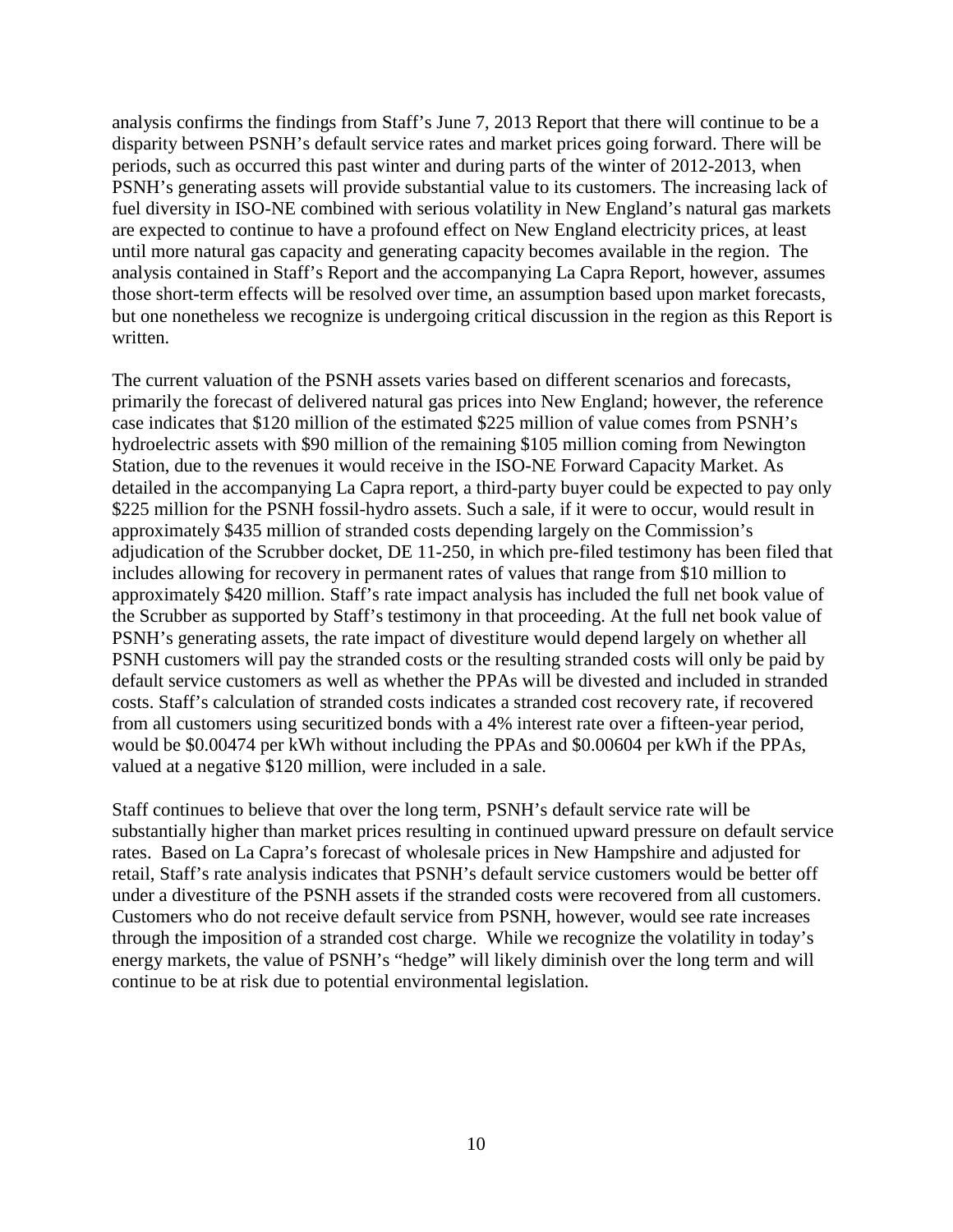analysis confirms the findings from Staff's June 7, 2013 Report that there will continue to be a disparity between PSNH's default service rates and market prices going forward. There will be periods, such as occurred this past winter and during parts of the winter of 2012-2013, when PSNH's generating assets will provide substantial value to its customers. The increasing lack of fuel diversity in ISO-NE combined with serious volatility in New England's natural gas markets are expected to continue to have a profound effect on New England electricity prices, at least until more natural gas capacity and generating capacity becomes available in the region. The analysis contained in Staff's Report and the accompanying La Capra Report, however, assumes those short-term effects will be resolved over time, an assumption based upon market forecasts, but one nonetheless we recognize is undergoing critical discussion in the region as this Report is written.

The current valuation of the PSNH assets varies based on different scenarios and forecasts, primarily the forecast of delivered natural gas prices into New England; however, the reference case indicates that $120 million of the estimated $225 million of value comes from PSNH's hydroelectric assets with $90 million of the remaining $105 million coming from Newington Station, due to the revenues it would receive in the ISO-NE Forward Capacity Market. As detailed in the accompanying La Capra report, a third-party buyer could be expected to pay only $225 million for the PSNH fossil-hydro assets. Such a sale, if it were to occur, would result in approximately $435 million of stranded costs depending largely on the Commission's adjudication of the Scrubber docket, DE 11-250, in which pre-filed testimony has been filed that includes allowing for recovery in permanent rates of values that range from $10 million to approximately $420 million. Staff's rate impact analysis has included the full net book value of the Scrubber as supported by Staff's testimony in that proceeding. At the full net book value of PSNH's generating assets, the rate impact of divestiture would depend largely on whether all PSNH customers will pay the stranded costs or the resulting stranded costs will only be paid by default service customers as well as whether the PPAs will be divested and included in stranded costs. Staff's calculation of stranded costs indicates a stranded cost recovery rate, if recovered from all customers using securitized bonds with a 4% interest rate over a fifteen-year period, would be $0.00474 per kWh without including the PPAs and $0.00604 per kWh if the PPAs, valued at a negative $120 million, were included in a sale.

Staff continues to believe that over the long term, PSNH's default service rate will be substantially higher than market prices resulting in continued upward pressure on default service rates. Based on La Capra's forecast of wholesale prices in New Hampshire and adjusted for retail, Staff's rate analysis indicates that PSNH's default service customers would be better off under a divestiture of the PSNH assets if the stranded costs were recovered from all customers. Customers who do not receive default service from PSNH, however, would see rate increases through the imposition of a stranded cost charge. While we recognize the volatility in today's energy markets, the value of PSNH's "hedge" will likely diminish over the long term and will continue to be at risk due to potential environmental legislation.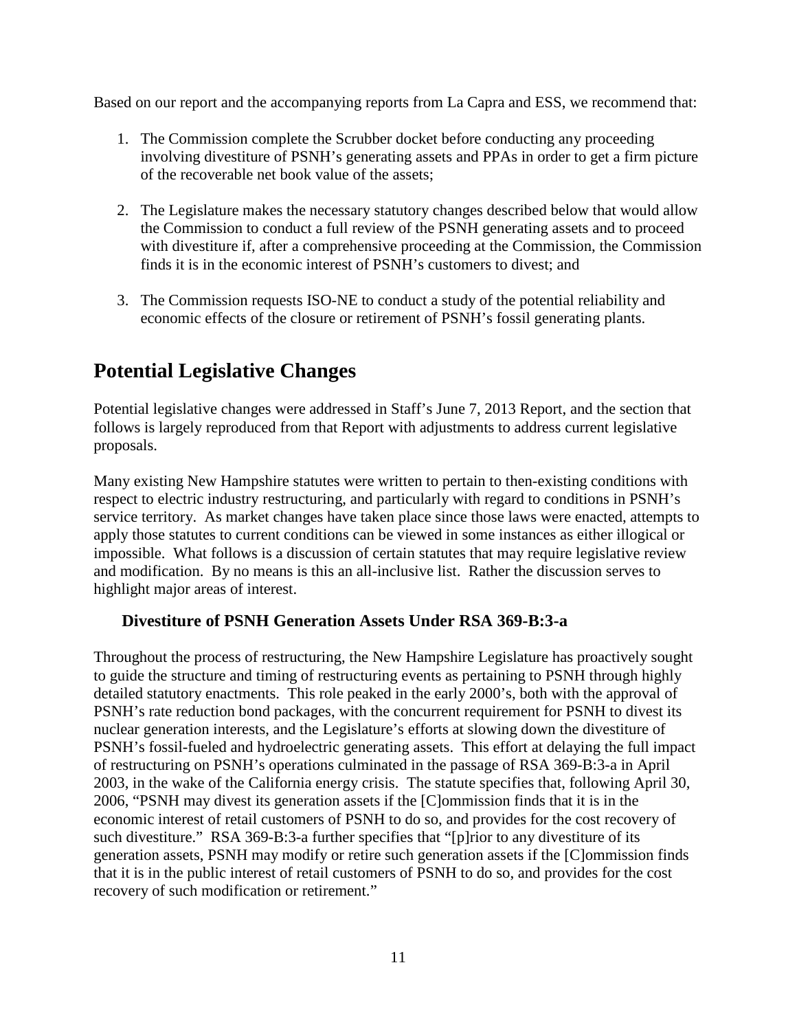Based on our report and the accompanying reports from La Capra and ESS, we recommend that:

1. The Commission complete the Scrubber docket before conducting any proceeding involving divestiture of PSNH's generating assets and PPAs in order to get a firm picture of the recoverable net book value of the assets;

2. The Legislature makes the necessary statutory changes described below that would allow the Commission to conduct a full review of the PSNH generating assets and to proceed with divestiture if, after a comprehensive proceeding at the Commission, the Commission finds it is in the economic interest of PSNH's customers to divest; and

3. The Commission requests ISO-NE to conduct a study of the potential reliability and economic effects of the closure or retirement of PSNH's fossil generating plants.

# Potential Legislative Changes

Potential legislative changes were addressed in Staff's June 7, 2013 Report, and the section that follows is largely reproduced from that Report with adjustments to address current legislative proposals.

Many existing New Hampshire statutes were written to pertain to then-existing conditions with respect to electric industry restructuring, and particularly with regard to conditions in PSNH's service territory. As market changes have taken place since those laws were enacted, attempts to apply those statutes to current conditions can be viewed in some instances as either illogical or impossible. What follows is a discussion of certain statutes that may require legislative review and modification. By no means is this an all-inclusive list. Rather the discussion serves to highlight major areas of interest.

## Divestiture of PSNH Generation Assets Under RSA 369-B:3-a

Throughout the process of restructuring, the New Hampshire Legislature has proactively sought to guide the structure and timing of restructuring events as pertaining to PSNH through highly detailed statutory enactments. This role peaked in the early 2000's, both with the approval of PSNH's rate reduction bond packages, with the concurrent requirement for PSNH to divest its nuclear generation interests, and the Legislature's efforts at slowing down the divestiture of PSNH's fossil-fueled and hydroelectric generating assets. This effort at delaying the full impact of restructuring on PSNH's operations culminated in the passage of RSA 369-B:3-a in April 2003, in the wake of the California energy crisis. The statute specifies that, following April 30, 2006, "PSNH may divest its generation assets if the [C]ommission finds that it is in the economic interest of retail customers of PSNH to do so, and provides for the cost recovery of such divestiture." RSA 369-B:3-a further specifies that "[p]rior to any divestiture of its generation assets, PSNH may modify or retire such generation assets if the [C]ommission finds that it is in the public interest of retail customers of PSNH to do so, and provides for the cost recovery of such modification or retirement."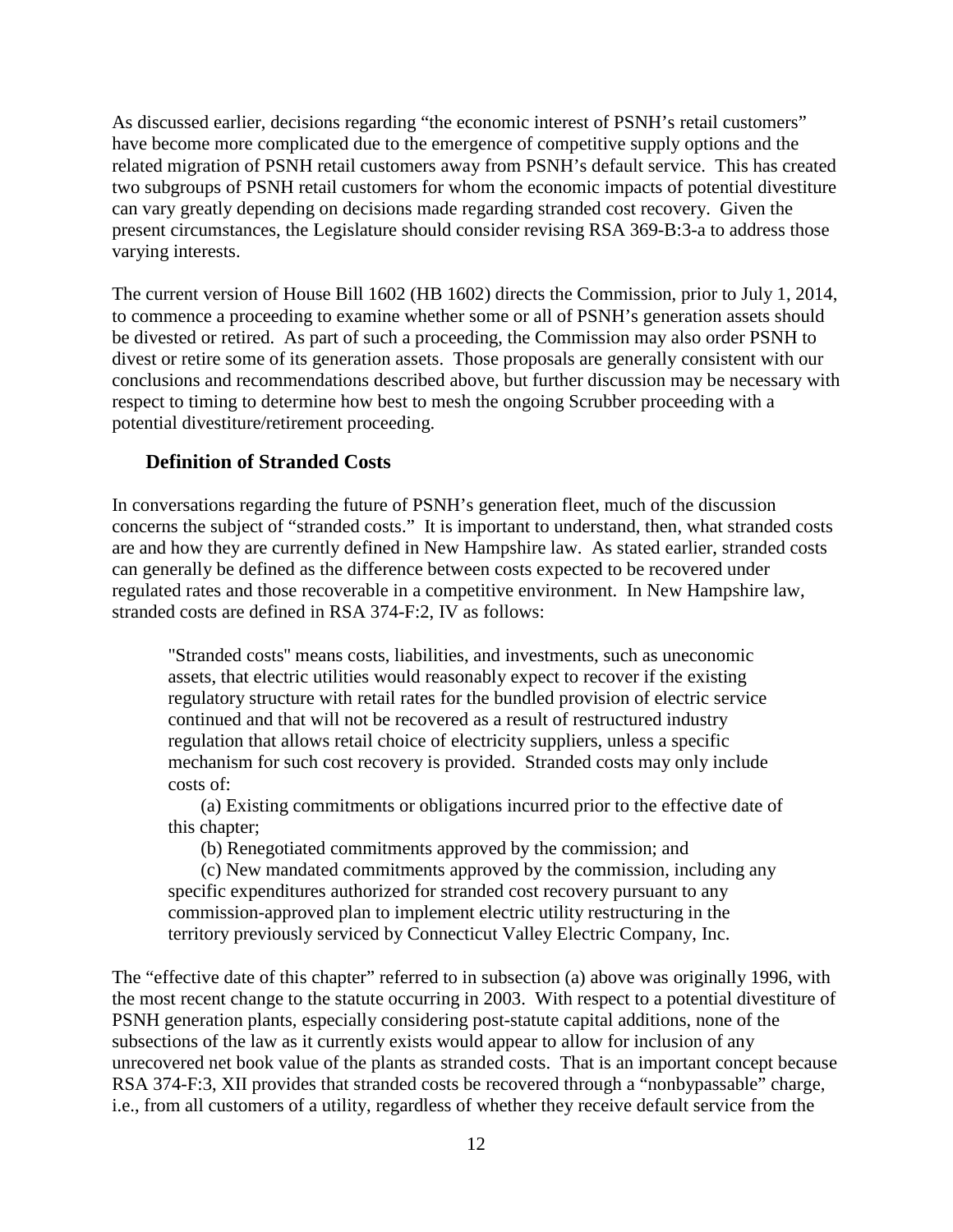As discussed earlier, decisions regarding "the economic interest of PSNH's retail customers" have become more complicated due to the emergence of competitive supply options and the related migration of PSNH retail customers away from PSNH's default service. This has created two subgroups of PSNH retail customers for whom the economic impacts of potential divestiture can vary greatly depending on decisions made regarding stranded cost recovery. Given the present circumstances, the Legislature should consider revising RSA 369-B:3-a to address those varying interests.

The current version of House Bill 1602 (HB 1602) directs the Commission, prior to July 1, 2014, to commence a proceeding to examine whether some or all of PSNH's generation assets should be divested or retired. As part of such a proceeding, the Commission may also order PSNH to divest or retire some of its generation assets. Those proposals are generally consistent with our conclusions and recommendations described above, but further discussion may be necessary with respect to timing to determine how best to mesh the ongoing Scrubber proceeding with a potential divestiture/retirement proceeding.

### Definition of Stranded Costs

In conversations regarding the future of PSNH's generation fleet, much of the discussion concerns the subject of "stranded costs." It is important to understand, then, what stranded costs are and how they are currently defined in New Hampshire law. As stated earlier, stranded costs can generally be defined as the difference between costs expected to be recovered under regulated rates and those recoverable in a competitive environment. In New Hampshire law, stranded costs are defined in RSA 374-F:2, IV as follows:

> "Stranded costs" means costs, liabilities, and investments, such as uneconomic assets, that electric utilities would reasonably expect to recover if the existing regulatory structure with retail rates for the bundled provision of electric service continued and that will not be recovered as a result of restructured industry regulation that allows retail choice of electricity suppliers, unless a specific mechanism for such cost recovery is provided. Stranded costs may only include costs of:
>
> (a) Existing commitments or obligations incurred prior to the effective date of this chapter;
>
> (b) Renegotiated commitments approved by the commission; and
>
> (c) New mandated commitments approved by the commission, including any specific expenditures authorized for stranded cost recovery pursuant to any commission-approved plan to implement electric utility restructuring in the territory previously serviced by Connecticut Valley Electric Company, Inc.

The "effective date of this chapter" referred to in subsection (a) above was originally 1996, with the most recent change to the statute occurring in 2003. With respect to a potential divestiture of PSNH generation plants, especially considering post-statute capital additions, none of the subsections of the law as it currently exists would appear to allow for inclusion of any unrecovered net book value of the plants as stranded costs. That is an important concept because RSA 374-F:3, XII provides that stranded costs be recovered through a "nonbypassable" charge, i.e., from all customers of a utility, regardless of whether they receive default service from the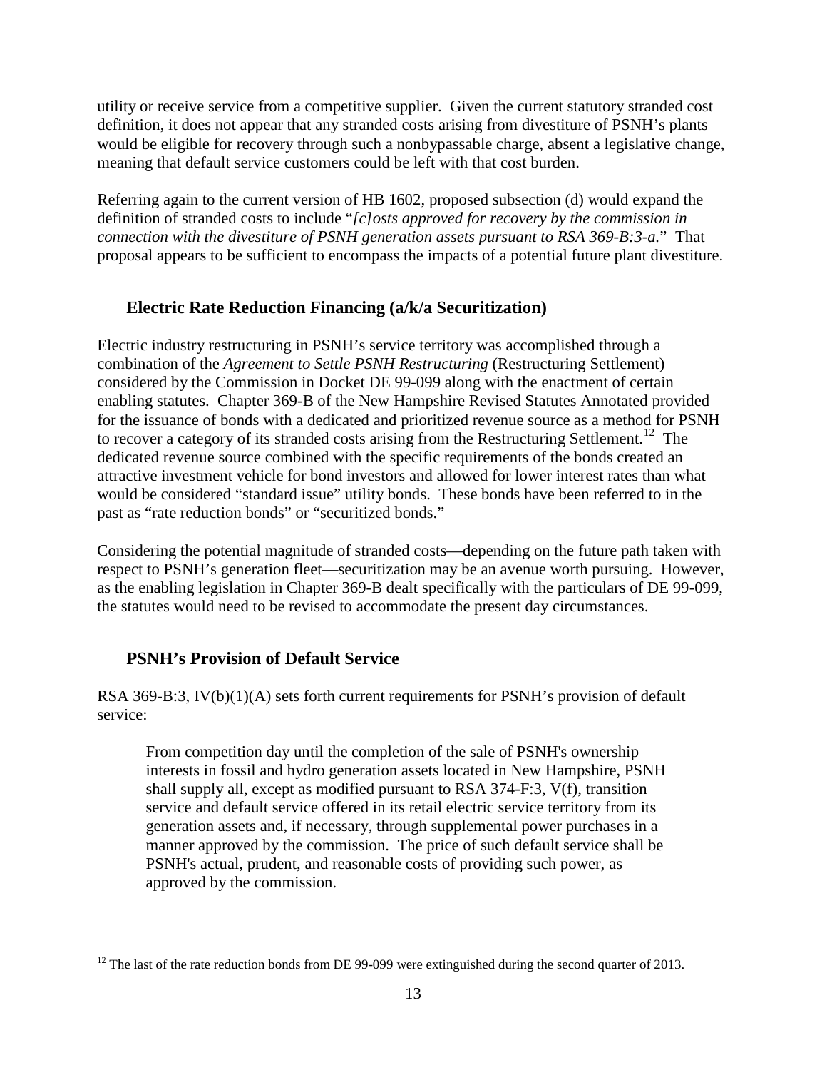utility or receive service from a competitive supplier. Given the current statutory stranded cost definition, it does not appear that any stranded costs arising from divestiture of PSNH's plants would be eligible for recovery through such a nonbypassable charge, absent a legislative change, meaning that default service customers could be left with that cost burden.

Referring again to the current version of HB 1602, proposed subsection (d) would expand the definition of stranded costs to include "*[c]osts approved for recovery by the commission in connection with the divestiture of PSNH generation assets pursuant to RSA 369-B:3-a.*" That proposal appears to be sufficient to encompass the impacts of a potential future plant divestiture.

### Electric Rate Reduction Financing (a/k/a Securitization)

Electric industry restructuring in PSNH's service territory was accomplished through a combination of the *Agreement to Settle PSNH Restructuring* (Restructuring Settlement) considered by the Commission in Docket DE 99-099 along with the enactment of certain enabling statutes. Chapter 369-B of the New Hampshire Revised Statutes Annotated provided for the issuance of bonds with a dedicated and prioritized revenue source as a method for PSNH to recover a category of its stranded costs arising from the Restructuring Settlement.[12] The dedicated revenue source combined with the specific requirements of the bonds created an attractive investment vehicle for bond investors and allowed for lower interest rates than what would be considered "standard issue" utility bonds. These bonds have been referred to in the past as "rate reduction bonds" or "securitized bonds."

Considering the potential magnitude of stranded costs—depending on the future path taken with respect to PSNH's generation fleet—securitization may be an avenue worth pursuing. However, as the enabling legislation in Chapter 369-B dealt specifically with the particulars of DE 99-099, the statutes would need to be revised to accommodate the present day circumstances.

### PSNH's Provision of Default Service

RSA 369-B:3, IV(b)(1)(A) sets forth current requirements for PSNH's provision of default service:

> From competition day until the completion of the sale of PSNH's ownership interests in fossil and hydro generation assets located in New Hampshire, PSNH shall supply all, except as modified pursuant to RSA 374-F:3, V(f), transition service and default service offered in its retail electric service territory from its generation assets and, if necessary, through supplemental power purchases in a manner approved by the commission. The price of such default service shall be PSNH's actual, prudent, and reasonable costs of providing such power, as approved by the commission.

---

[12] The last of the rate reduction bonds from DE 99-099 were extinguished during the second quarter of 2013.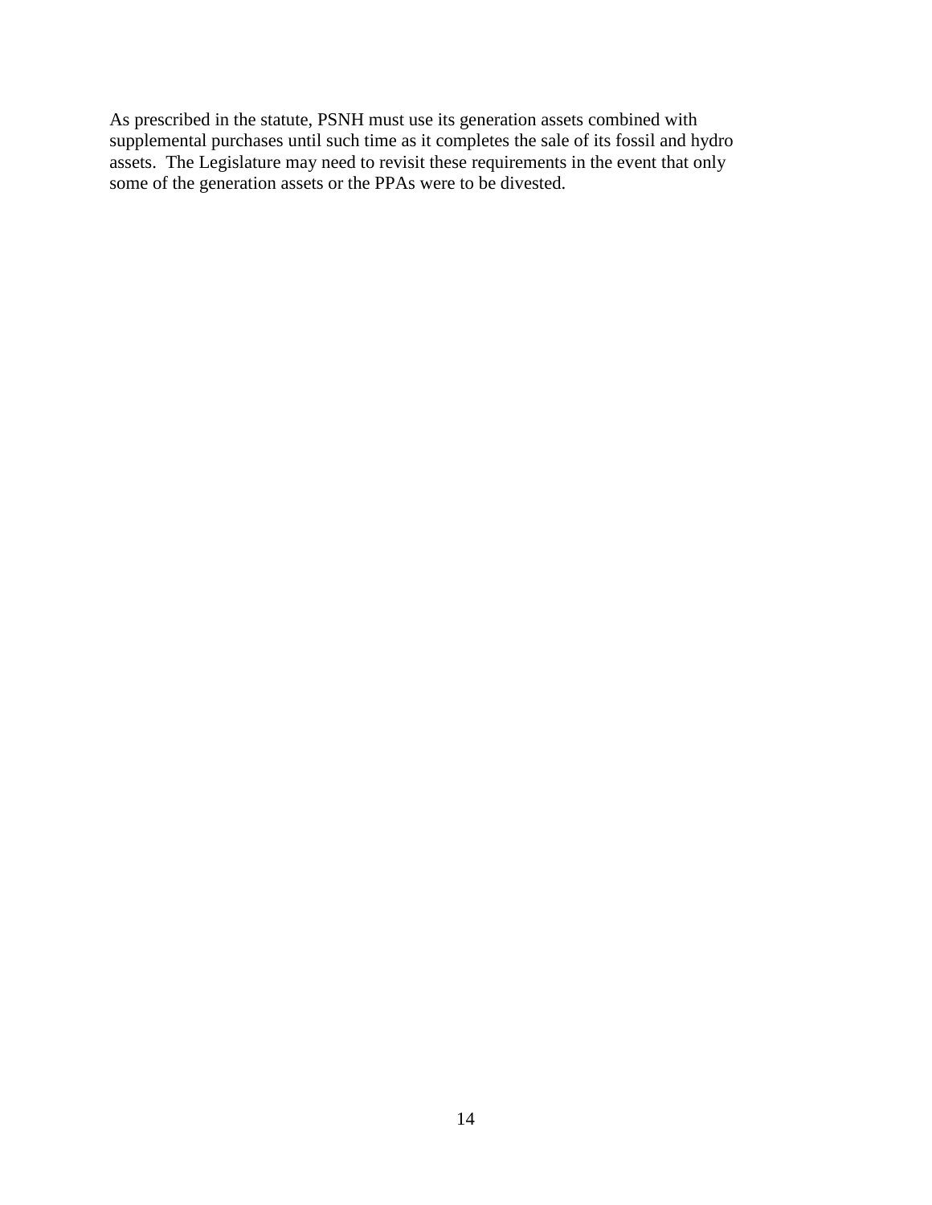As prescribed in the statute, PSNH must use its generation assets combined with supplemental purchases until such time as it completes the sale of its fossil and hydro assets. The Legislature may need to revisit these requirements in the event that only some of the generation assets or the PPAs were to be divested.